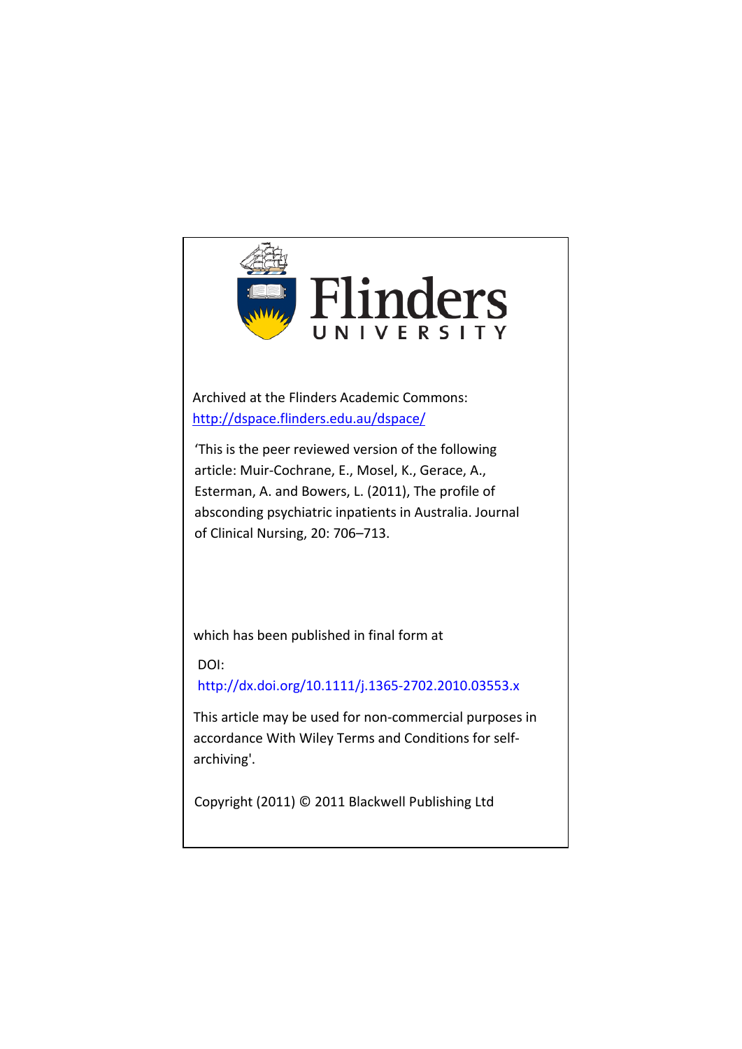Flinders UNIVERSITY

Archived at the Flinders Academic Commons:
http://dspace.flinders.edu.au/dspace/

'This is the peer reviewed version of the following article: Muir-Cochrane, E., Mosel, K., Gerace, A., Esterman, A. and Bowers, L. (2011), The profile of absconding psychiatric inpatients in Australia. Journal of Clinical Nursing, 20: 706–713.

which has been published in final form at

DOI:
http://dx.doi.org/10.1111/j.1365-2702.2010.03553.x

This article may be used for non-commercial purposes in accordance With Wiley Terms and Conditions for self-archiving'.

Copyright (2011) © 2011 Blackwell Publishing Ltd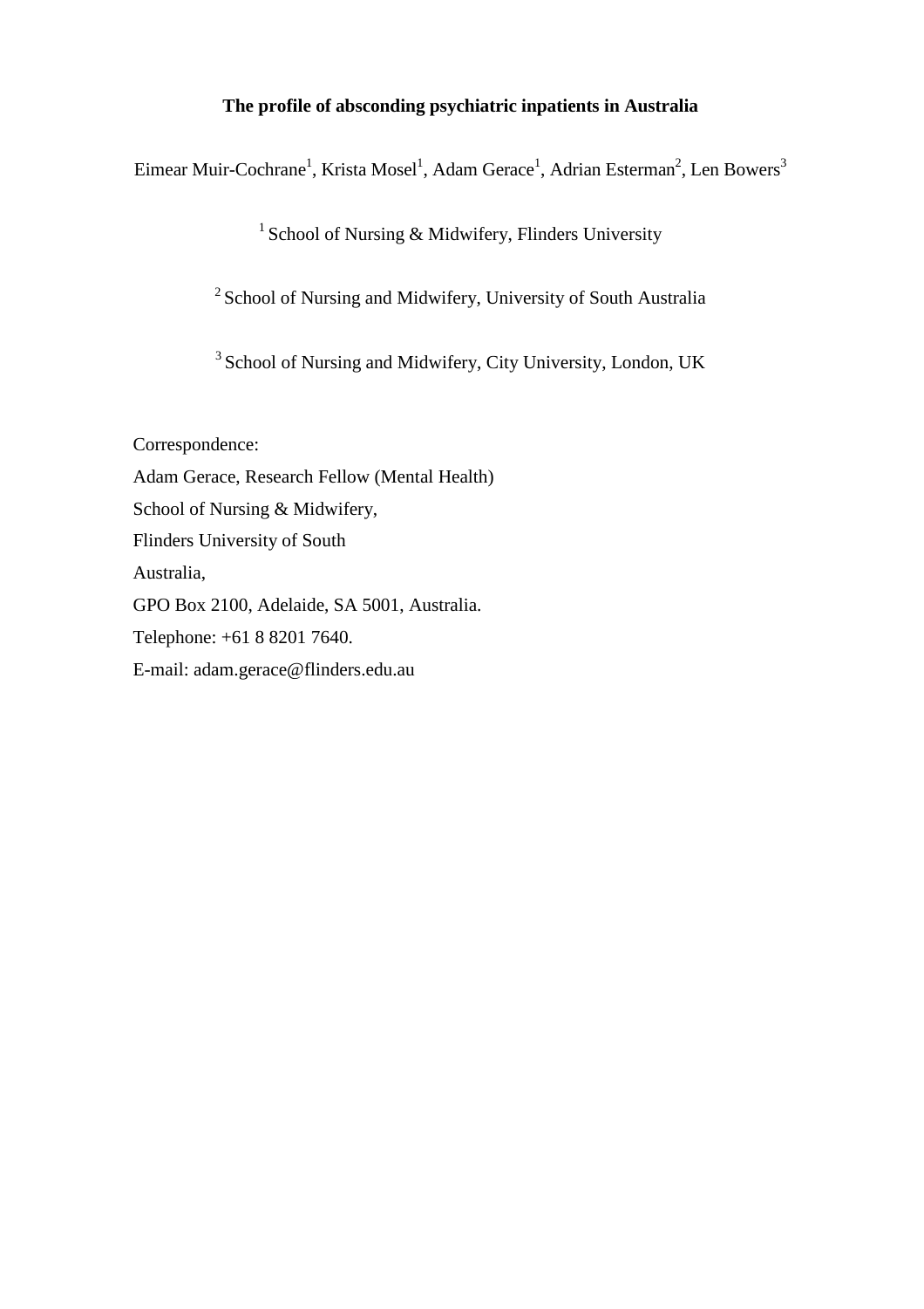**The profile of absconding psychiatric inpatients in Australia**

Eimear Muir-Cochrane[1], Krista Mosel[1], Adam Gerace[1], Adrian Esterman[2], Len Bowers[3]

[1] School of Nursing & Midwifery, Flinders University

[2] School of Nursing and Midwifery, University of South Australia

[3] School of Nursing and Midwifery, City University, London, UK

Correspondence:
Adam Gerace, Research Fellow (Mental Health)
School of Nursing & Midwifery,
Flinders University of South
Australia,
GPO Box 2100, Adelaide, SA 5001, Australia.
Telephone: +61 8 8201 7640.
E-mail: adam.gerace@flinders.edu.au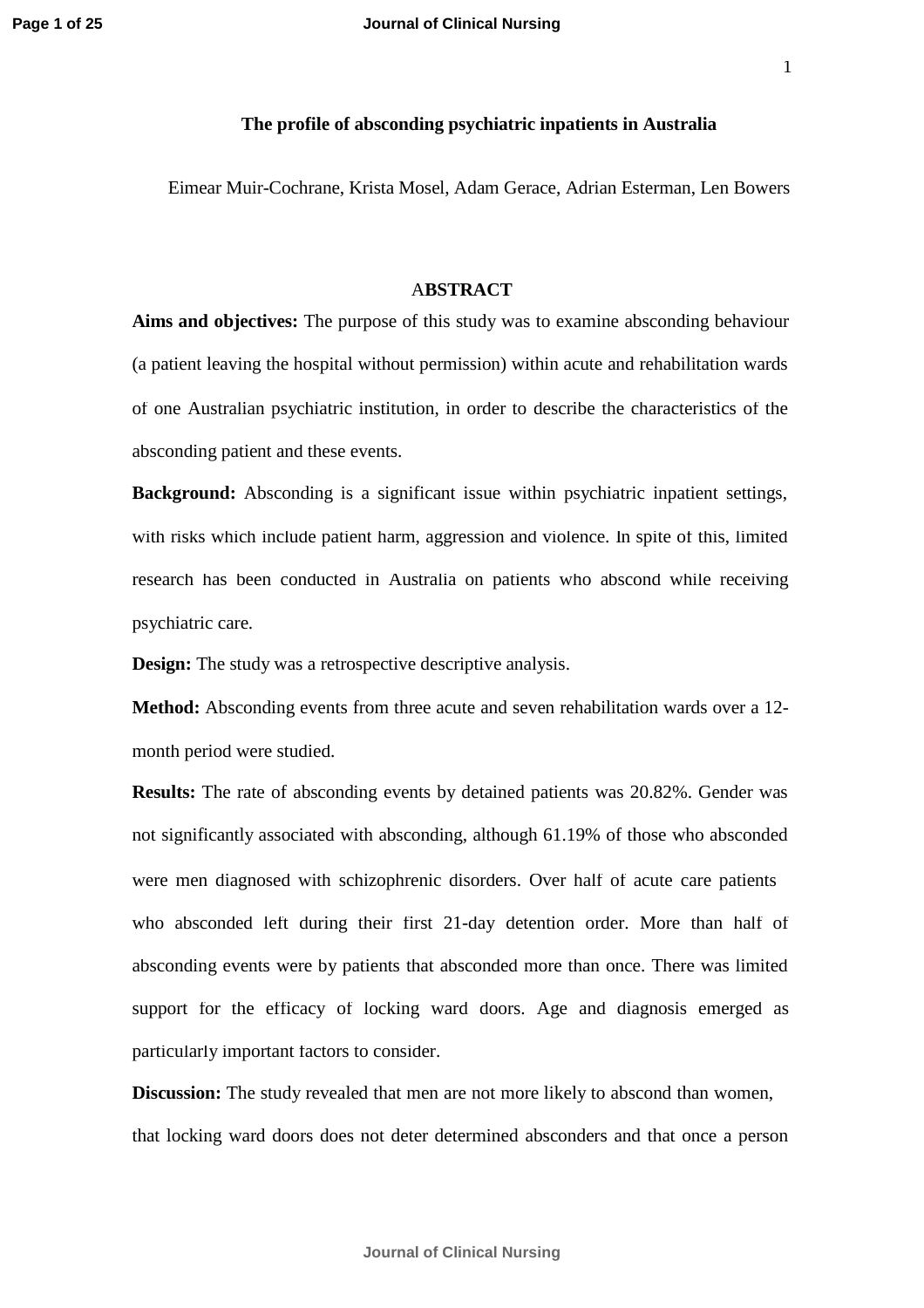# The profile of absconding psychiatric inpatients in Australia

Eimear Muir-Cochrane, Krista Mosel, Adam Gerace, Adrian Esterman, Len Bowers

## ABSTRACT

**Aims and objectives:** The purpose of this study was to examine absconding behaviour (a patient leaving the hospital without permission) within acute and rehabilitation wards of one Australian psychiatric institution, in order to describe the characteristics of the absconding patient and these events.

**Background:** Absconding is a significant issue within psychiatric inpatient settings, with risks which include patient harm, aggression and violence. In spite of this, limited research has been conducted in Australia on patients who abscond while receiving psychiatric care.

**Design:** The study was a retrospective descriptive analysis.

**Method:** Absconding events from three acute and seven rehabilitation wards over a 12-month period were studied.

**Results:** The rate of absconding events by detained patients was 20.82%. Gender was not significantly associated with absconding, although 61.19% of those who absconded were men diagnosed with schizophrenic disorders. Over half of acute care patients who absconded left during their first 21-day detention order. More than half of absconding events were by patients that absconded more than once. There was limited support for the efficacy of locking ward doors. Age and diagnosis emerged as particularly important factors to consider.

**Discussion:** The study revealed that men are not more likely to abscond than women, that locking ward doors does not deter determined absconders and that once a person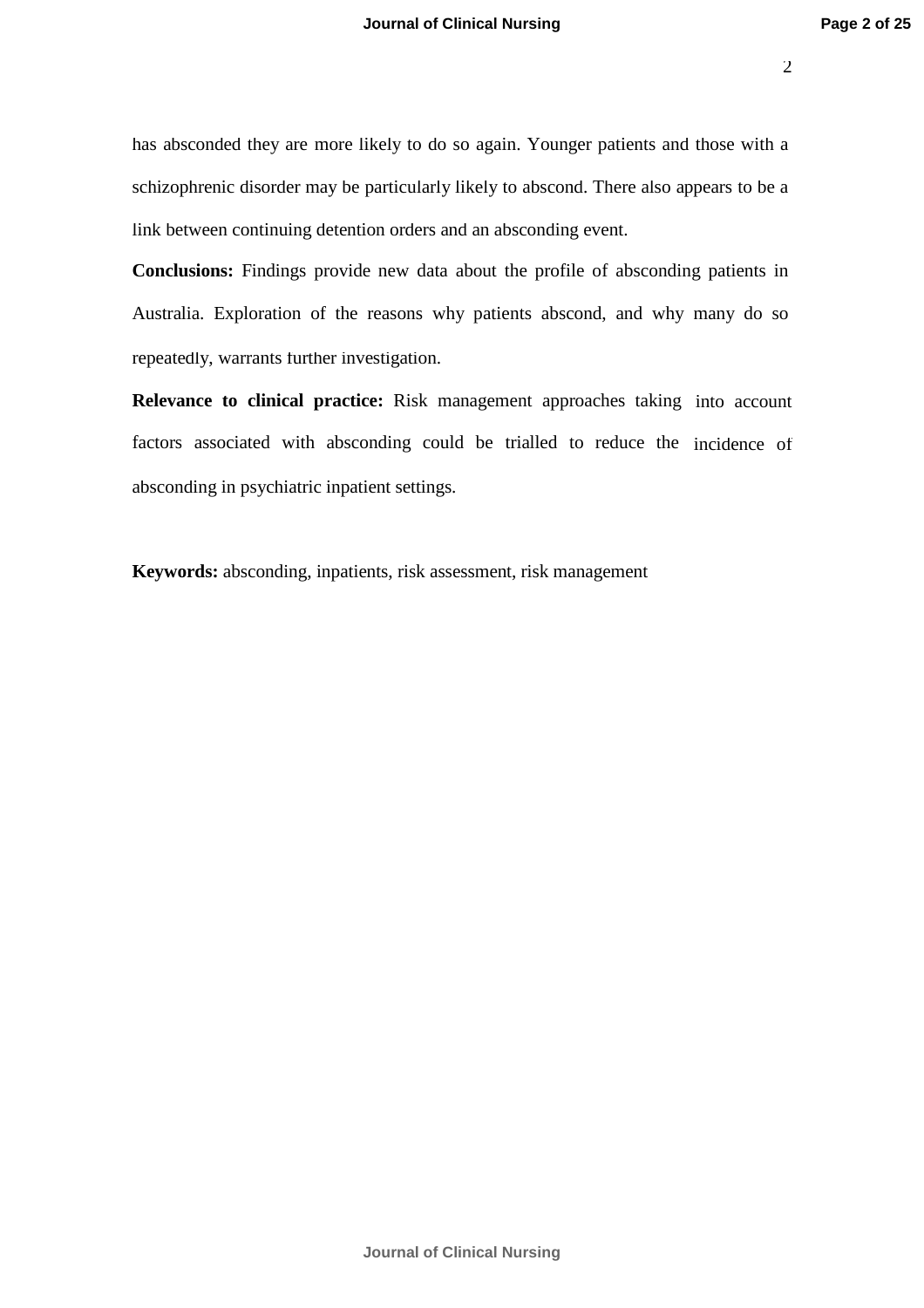has absconded they are more likely to do so again. Younger patients and those with a schizophrenic disorder may be particularly likely to abscond. There also appears to be a link between continuing detention orders and an absconding event.

**Conclusions:** Findings provide new data about the profile of absconding patients in Australia. Exploration of the reasons why patients abscond, and why many do so repeatedly, warrants further investigation.

**Relevance to clinical practice:** Risk management approaches taking into account factors associated with absconding could be trialled to reduce the incidence of absconding in psychiatric inpatient settings.

**Keywords:** absconding, inpatients, risk assessment, risk management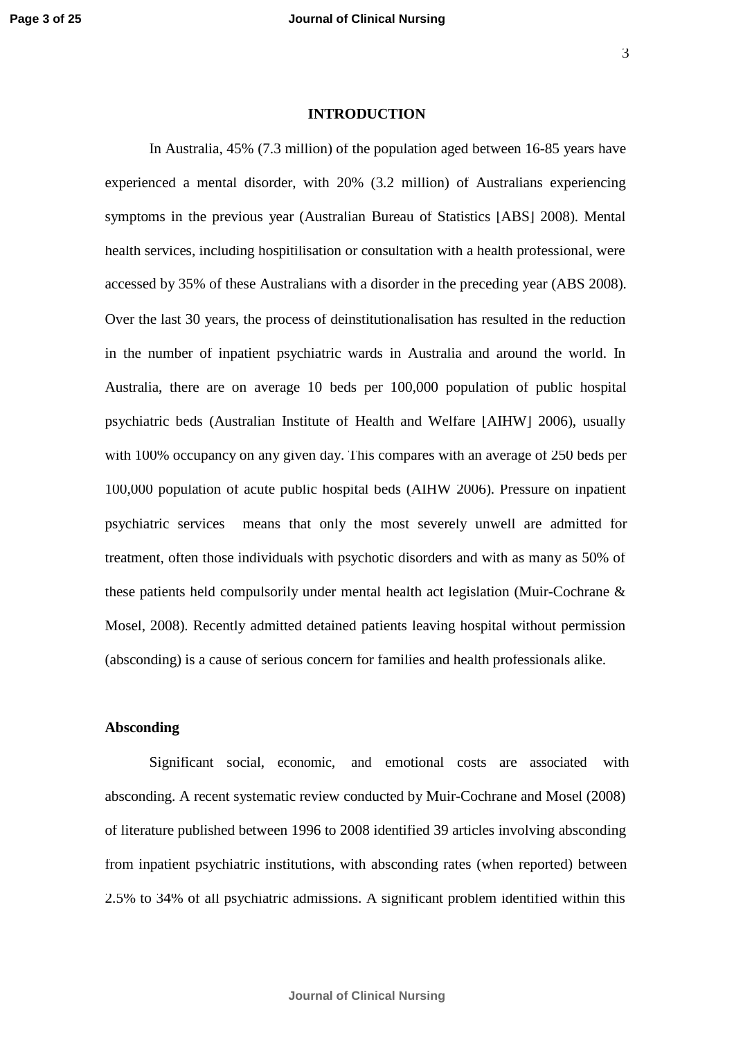# INTRODUCTION

In Australia, 45% (7.3 million) of the population aged between 16-85 years have experienced a mental disorder, with 20% (3.2 million) of Australians experiencing symptoms in the previous year (Australian Bureau of Statistics [ABS] 2008). Mental health services, including hospitilisation or consultation with a health professional, were accessed by 35% of these Australians with a disorder in the preceding year (ABS 2008). Over the last 30 years, the process of deinstitutionalisation has resulted in the reduction in the number of inpatient psychiatric wards in Australia and around the world. In Australia, there are on average 10 beds per 100,000 population of public hospital psychiatric beds (Australian Institute of Health and Welfare [AIHW] 2006), usually with 100% occupancy on any given day. This compares with an average of 250 beds per 100,000 population of acute public hospital beds (AIHW 2006). Pressure on inpatient psychiatric services means that only the most severely unwell are admitted for treatment, often those individuals with psychotic disorders and with as many as 50% of these patients held compulsorily under mental health act legislation (Muir-Cochrane & Mosel, 2008). Recently admitted detained patients leaving hospital without permission (absconding) is a cause of serious concern for families and health professionals alike.

## Absconding

Significant social, economic, and emotional costs are associated with absconding. A recent systematic review conducted by Muir-Cochrane and Mosel (2008) of literature published between 1996 to 2008 identified 39 articles involving absconding from inpatient psychiatric institutions, with absconding rates (when reported) between 2.5% to 34% of all psychiatric admissions. A significant problem identified within this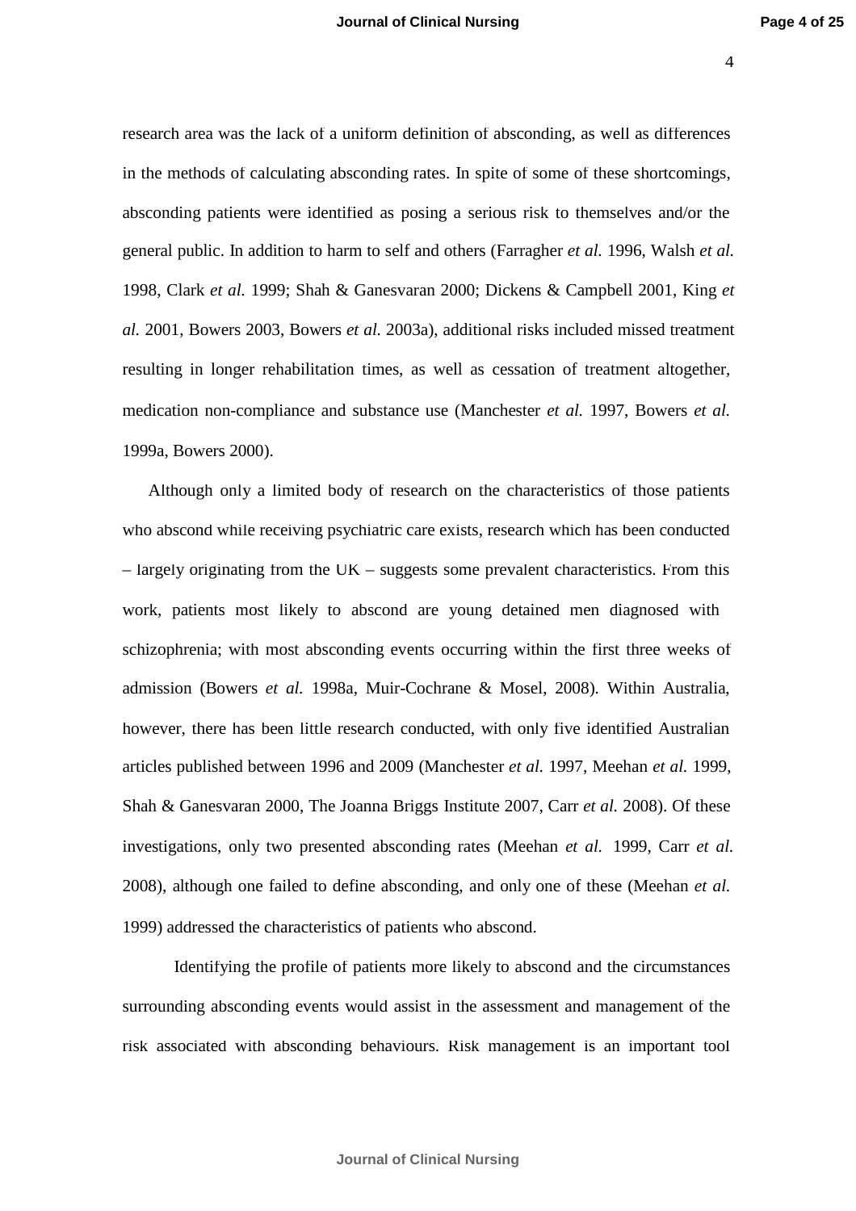research area was the lack of a uniform definition of absconding, as well as differences in the methods of calculating absconding rates. In spite of some of these shortcomings, absconding patients were identified as posing a serious risk to themselves and/or the general public. In addition to harm to self and others (Farragher *et al.* 1996, Walsh *et al.* 1998, Clark *et al.* 1999; Shah & Ganesvaran 2000; Dickens & Campbell 2001, King *et al.* 2001, Bowers 2003, Bowers *et al.* 2003a), additional risks included missed treatment resulting in longer rehabilitation times, as well as cessation of treatment altogether, medication non-compliance and substance use (Manchester *et al.* 1997, Bowers *et al.* 1999a, Bowers 2000).

Although only a limited body of research on the characteristics of those patients who abscond while receiving psychiatric care exists, research which has been conducted – largely originating from the UK – suggests some prevalent characteristics. From this work, patients most likely to abscond are young detained men diagnosed with schizophrenia; with most absconding events occurring within the first three weeks of admission (Bowers *et al.* 1998a, Muir-Cochrane & Mosel, 2008). Within Australia, however, there has been little research conducted, with only five identified Australian articles published between 1996 and 2009 (Manchester *et al.* 1997, Meehan *et al.* 1999, Shah & Ganesvaran 2000, The Joanna Briggs Institute 2007, Carr *et al.* 2008). Of these investigations, only two presented absconding rates (Meehan *et al.* 1999, Carr *et al.* 2008), although one failed to define absconding, and only one of these (Meehan *et al.* 1999) addressed the characteristics of patients who abscond.

Identifying the profile of patients more likely to abscond and the circumstances surrounding absconding events would assist in the assessment and management of the risk associated with absconding behaviours. Risk management is an important tool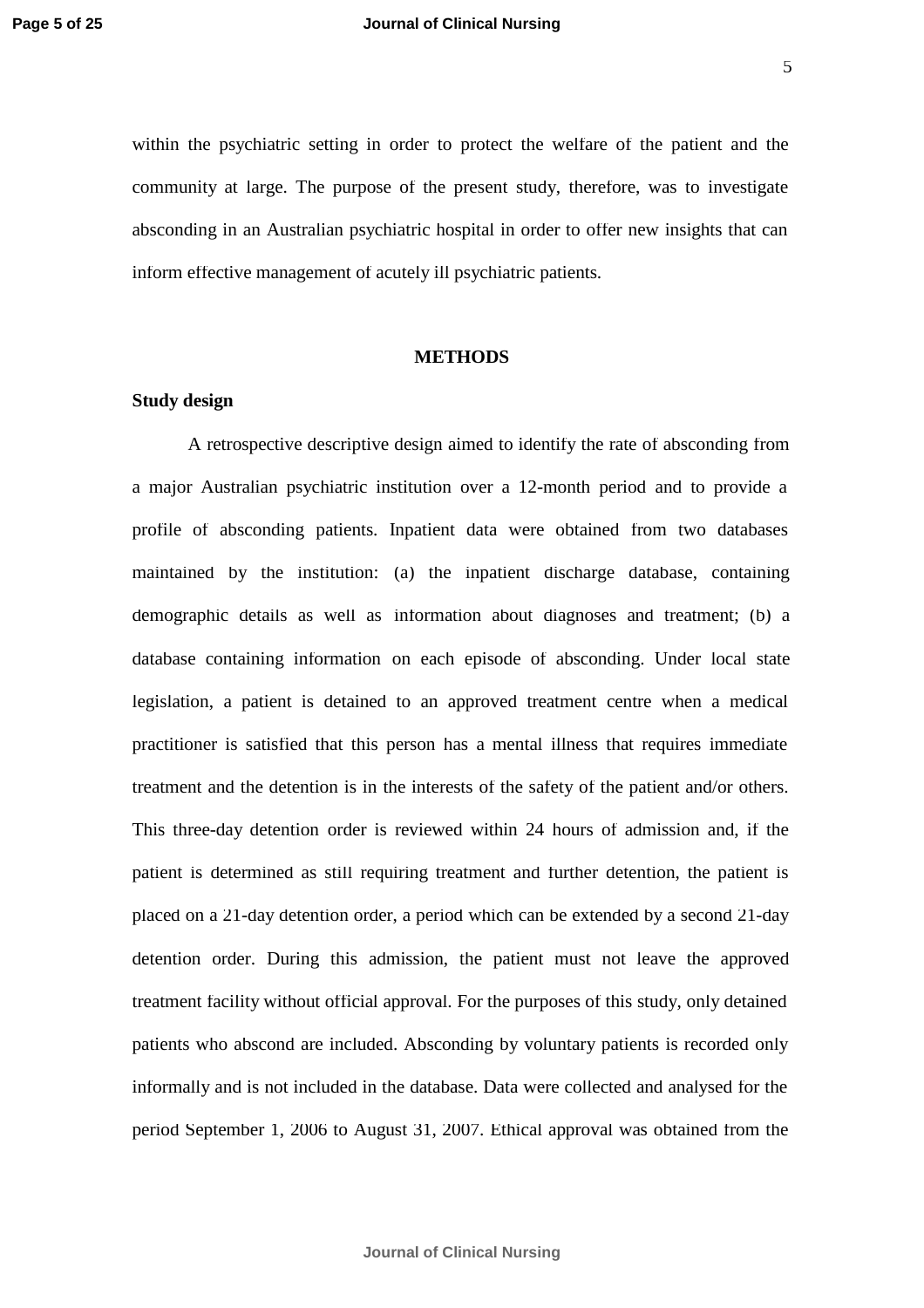within the psychiatric setting in order to protect the welfare of the patient and the community at large. The purpose of the present study, therefore, was to investigate absconding in an Australian psychiatric hospital in order to offer new insights that can inform effective management of acutely ill psychiatric patients.

## METHODS

### Study design

A retrospective descriptive design aimed to identify the rate of absconding from a major Australian psychiatric institution over a 12-month period and to provide a profile of absconding patients. Inpatient data were obtained from two databases maintained by the institution: (a) the inpatient discharge database, containing demographic details as well as information about diagnoses and treatment; (b) a database containing information on each episode of absconding. Under local state legislation, a patient is detained to an approved treatment centre when a medical practitioner is satisfied that this person has a mental illness that requires immediate treatment and the detention is in the interests of the safety of the patient and/or others. This three-day detention order is reviewed within 24 hours of admission and, if the patient is determined as still requiring treatment and further detention, the patient is placed on a 21-day detention order, a period which can be extended by a second 21-day detention order. During this admission, the patient must not leave the approved treatment facility without official approval. For the purposes of this study, only detained patients who abscond are included. Absconding by voluntary patients is recorded only informally and is not included in the database. Data were collected and analysed for the period September 1, 2006 to August 31, 2007. Ethical approval was obtained from the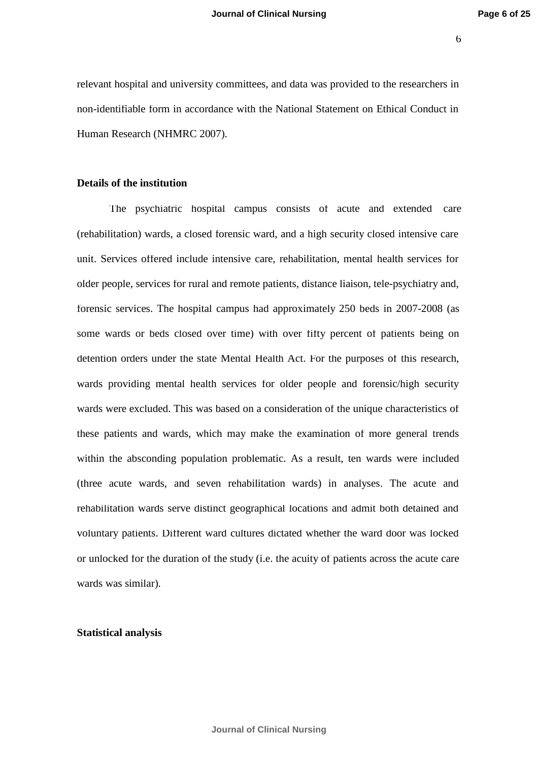relevant hospital and university committees, and data was provided to the researchers in non-identifiable form in accordance with the National Statement on Ethical Conduct in Human Research (NHMRC 2007).

**Details of the institution**

The psychiatric hospital campus consists of acute and extended care (rehabilitation) wards, a closed forensic ward, and a high security closed intensive care unit. Services offered include intensive care, rehabilitation, mental health services for older people, services for rural and remote patients, distance liaison, tele-psychiatry and, forensic services. The hospital campus had approximately 250 beds in 2007-2008 (as some wards or beds closed over time) with over fifty percent of patients being on detention orders under the state Mental Health Act. For the purposes of this research, wards providing mental health services for older people and forensic/high security wards were excluded. This was based on a consideration of the unique characteristics of these patients and wards, which may make the examination of more general trends within the absconding population problematic. As a result, ten wards were included (three acute wards, and seven rehabilitation wards) in analyses. The acute and rehabilitation wards serve distinct geographical locations and admit both detained and voluntary patients. Different ward cultures dictated whether the ward door was locked or unlocked for the duration of the study (i.e. the acuity of patients across the acute care wards was similar).

**Statistical analysis**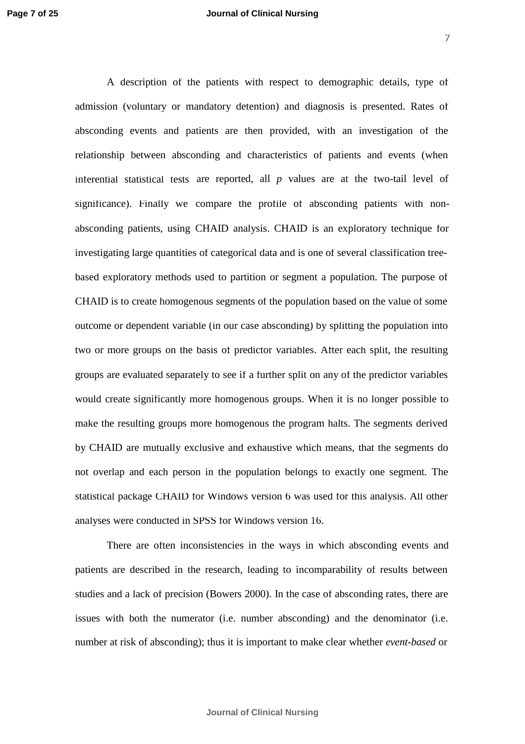A description of the patients with respect to demographic details, type of admission (voluntary or mandatory detention) and diagnosis is presented. Rates of absconding events and patients are then provided, with an investigation of the relationship between absconding and characteristics of patients and events (when inferential statistical tests are reported, all *p* values are at the two-tail level of significance). Finally we compare the profile of absconding patients with non-absconding patients, using CHAID analysis. CHAID is an exploratory technique for investigating large quantities of categorical data and is one of several classification tree-based exploratory methods used to partition or segment a population. The purpose of CHAID is to create homogenous segments of the population based on the value of some outcome or dependent variable (in our case absconding) by splitting the population into two or more groups on the basis of predictor variables. After each split, the resulting groups are evaluated separately to see if a further split on any of the predictor variables would create significantly more homogenous groups. When it is no longer possible to make the resulting groups more homogenous the program halts. The segments derived by CHAID are mutually exclusive and exhaustive which means, that the segments do not overlap and each person in the population belongs to exactly one segment. The statistical package CHAID for Windows version 6 was used for this analysis. All other analyses were conducted in SPSS for Windows version 16.

There are often inconsistencies in the ways in which absconding events and patients are described in the research, leading to incomparability of results between studies and a lack of precision (Bowers 2000). In the case of absconding rates, there are issues with both the numerator (i.e. number absconding) and the denominator (i.e. number at risk of absconding); thus it is important to make clear whether *event-based* or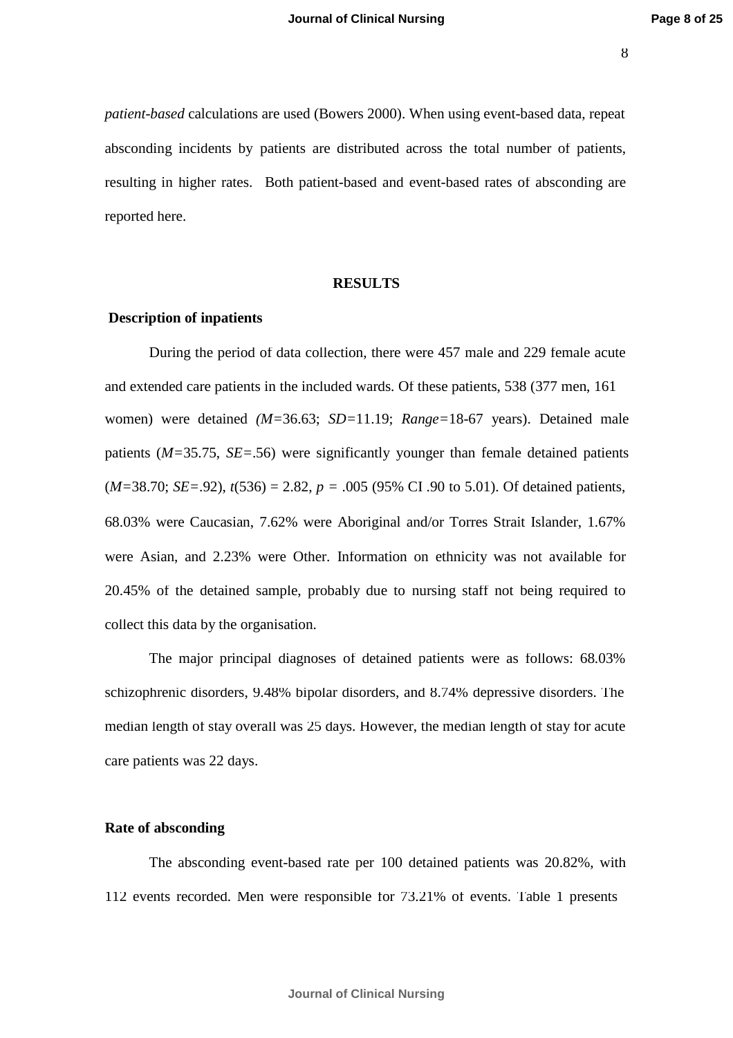*patient-based* calculations are used (Bowers 2000). When using event-based data, repeat absconding incidents by patients are distributed across the total number of patients, resulting in higher rates. Both patient-based and event-based rates of absconding are reported here.

## RESULTS

### Description of inpatients

During the period of data collection, there were 457 male and 229 female acute and extended care patients in the included wards. Of these patients, 538 (377 men, 161 women) were detained *(M*=36.63; *SD*=11.19; *Range*=18-67 years). Detained male patients (*M*=35.75, *SE*=.56) were significantly younger than female detained patients (*M*=38.70; *SE*=.92), $t(536) = 2.82$, $p = .005$ (95% CI .90 to 5.01). Of detained patients, 68.03% were Caucasian, 7.62% were Aboriginal and/or Torres Strait Islander, 1.67% were Asian, and 2.23% were Other. Information on ethnicity was not available for 20.45% of the detained sample, probably due to nursing staff not being required to collect this data by the organisation.

The major principal diagnoses of detained patients were as follows: 68.03% schizophrenic disorders, 9.48% bipolar disorders, and 8.74% depressive disorders. The median length of stay overall was 25 days. However, the median length of stay for acute care patients was 22 days.

### Rate of absconding

The absconding event-based rate per 100 detained patients was 20.82%, with 112 events recorded. Men were responsible for 73.21% of events. Table 1 presents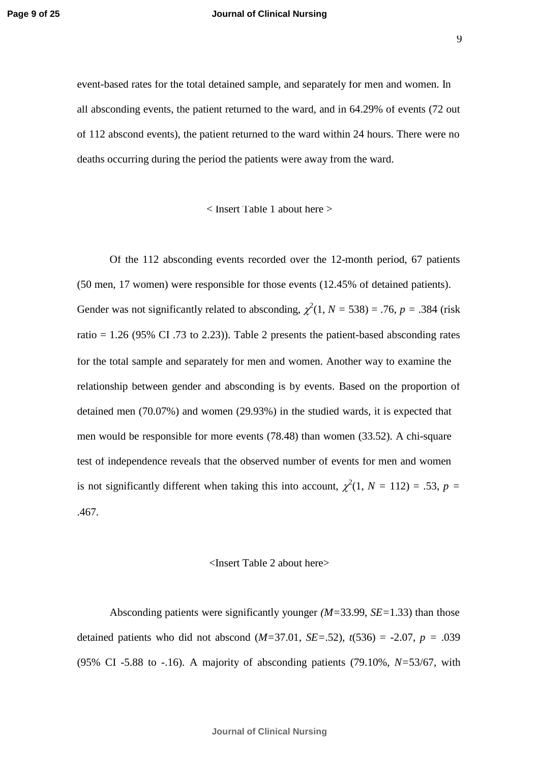event-based rates for the total detained sample, and separately for men and women. In all absconding events, the patient returned to the ward, and in 64.29% of events (72 out of 112 abscond events), the patient returned to the ward within 24 hours. There were no deaths occurring during the period the patients were away from the ward.

< Insert Table 1 about here >

Of the 112 absconding events recorded over the 12-month period, 67 patients (50 men, 17 women) were responsible for those events (12.45% of detained patients). Gender was not significantly related to absconding, $\chi^2(1, N = 538) = .76$, $p = .384$ (risk ratio = 1.26 (95% CI .73 to 2.23)). Table 2 presents the patient-based absconding rates for the total sample and separately for men and women. Another way to examine the relationship between gender and absconding is by events. Based on the proportion of detained men (70.07%) and women (29.93%) in the studied wards, it is expected that men would be responsible for more events (78.48) than women (33.52). A chi-square test of independence reveals that the observed number of events for men and women is not significantly different when taking this into account, $\chi^2(1, N = 112) = .53$, $p = .467$.

<Insert Table 2 about here>

Absconding patients were significantly younger ($M$=33.99, $SE$=1.33) than those detained patients who did not abscond ($M$=37.01, $SE$=.52), $t(536) = -2.07$, $p = .039$ (95% CI -5.88 to -.16). A majority of absconding patients (79.10%, $N$=53/67, with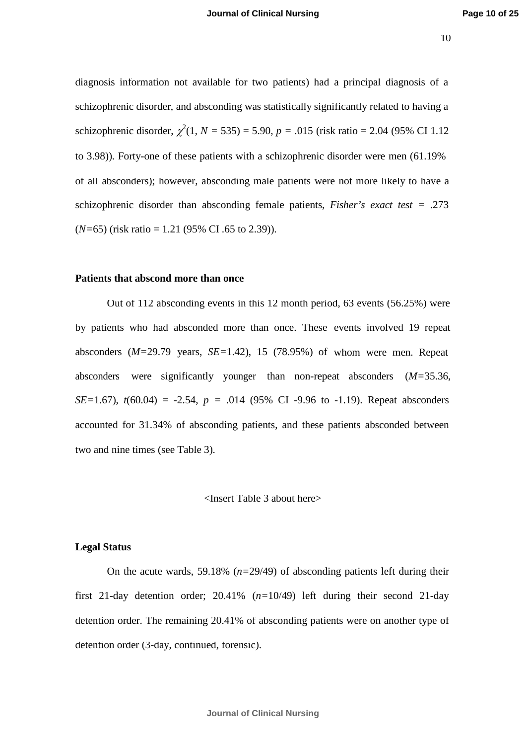diagnosis information not available for two patients) had a principal diagnosis of a schizophrenic disorder, and absconding was statistically significantly related to having a schizophrenic disorder, $\chi^2(1, N = 535) = 5.90, p = .015$ (risk ratio = 2.04 (95% CI 1.12 to 3.98)). Forty-one of these patients with a schizophrenic disorder were men (61.19% of all absconders); however, absconding male patients were not more likely to have a schizophrenic disorder than absconding female patients, *Fisher's exact test* = .273 (*N*=65) (risk ratio = 1.21 (95% CI .65 to 2.39)).

### Patients that abscond more than once

Out of 112 absconding events in this 12 month period, 63 events (56.25%) were by patients who had absconded more than once. These events involved 19 repeat absconders ($M$=29.79 years, $SE$=1.42), 15 (78.95%) of whom were men. Repeat absconders were significantly younger than non-repeat absconders ($M$=35.36, $SE$=1.67), $t(60.04) = -2.54$, $p = .014$ (95% CI -9.96 to -1.19). Repeat absconders accounted for 31.34% of absconding patients, and these patients absconded between two and nine times (see Table 3).

<Insert Table 3 about here>

### Legal Status

On the acute wards, 59.18% ($n$=29/49) of absconding patients left during their first 21-day detention order; 20.41% ($n$=10/49) left during their second 21-day detention order. The remaining 20.41% of absconding patients were on another type of detention order (3-day, continued, forensic).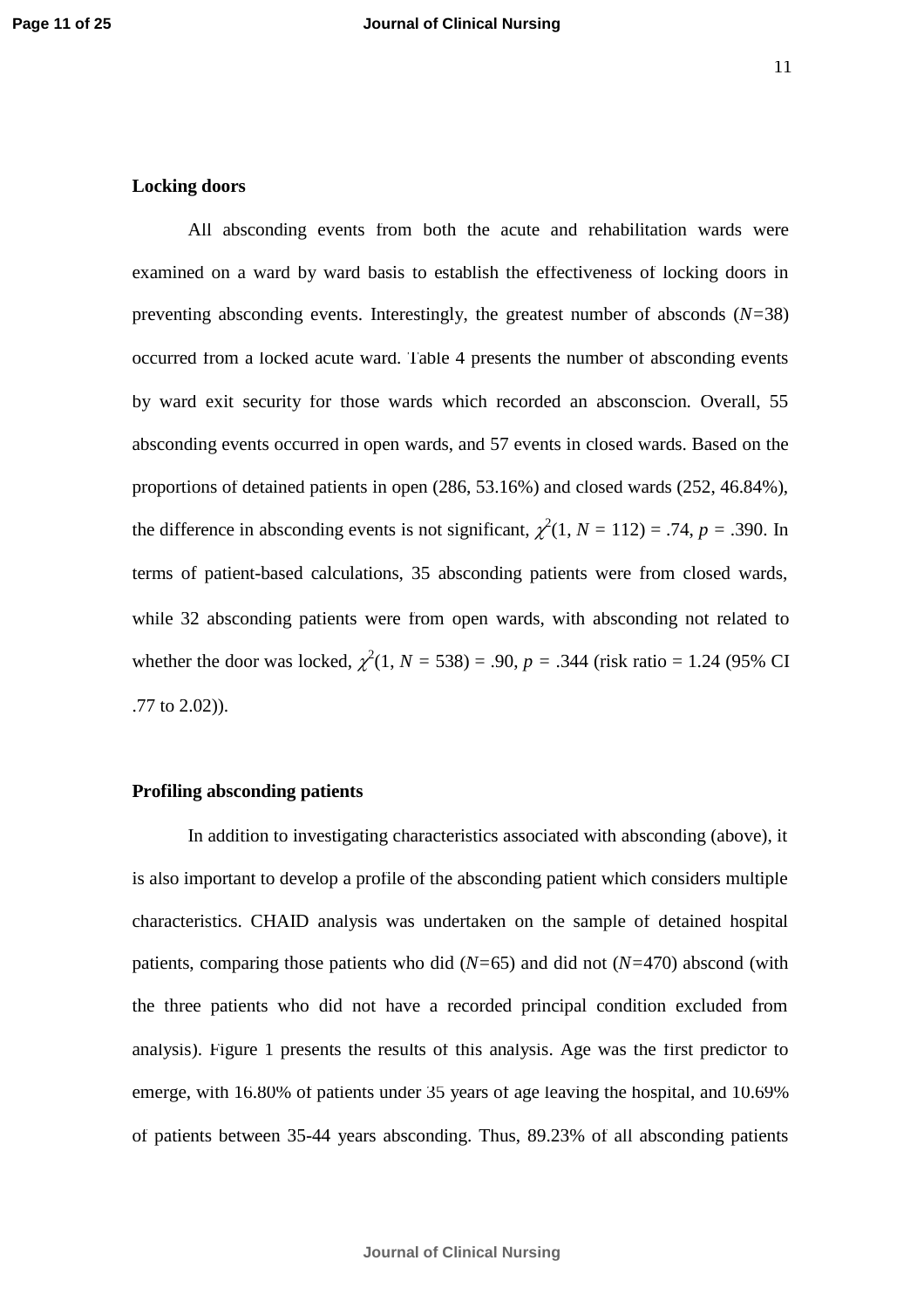**Locking doors**

All absconding events from both the acute and rehabilitation wards were examined on a ward by ward basis to establish the effectiveness of locking doors in preventing absconding events. Interestingly, the greatest number of absconds (*N*=38) occurred from a locked acute ward. Table 4 presents the number of absconding events by ward exit security for those wards which recorded an absconscion. Overall, 55 absconding events occurred in open wards, and 57 events in closed wards. Based on the proportions of detained patients in open (286, 53.16%) and closed wards (252, 46.84%), the difference in absconding events is not significant, $\chi^2(1, N = 112) = .74$, $p = .390$. In terms of patient-based calculations, 35 absconding patients were from closed wards, while 32 absconding patients were from open wards, with absconding not related to whether the door was locked, $\chi^2(1, N = 538) = .90$, $p = .344$ (risk ratio = 1.24 (95% CI .77 to 2.02)).

**Profiling absconding patients**

In addition to investigating characteristics associated with absconding (above), it is also important to develop a profile of the absconding patient which considers multiple characteristics. CHAID analysis was undertaken on the sample of detained hospital patients, comparing those patients who did (*N*=65) and did not (*N*=470) abscond (with the three patients who did not have a recorded principal condition excluded from analysis). Figure 1 presents the results of this analysis. Age was the first predictor to emerge, with 16.80% of patients under 35 years of age leaving the hospital, and 10.69% of patients between 35-44 years absconding. Thus, 89.23% of all absconding patients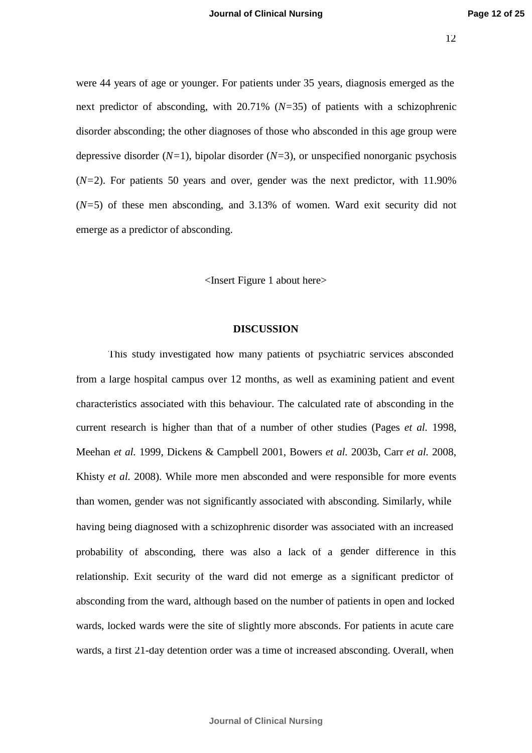were 44 years of age or younger. For patients under 35 years, diagnosis emerged as the next predictor of absconding, with 20.71% (*N*=35) of patients with a schizophrenic disorder absconding; the other diagnoses of those who absconded in this age group were depressive disorder (*N*=1), bipolar disorder (*N*=3), or unspecified nonorganic psychosis (*N*=2). For patients 50 years and over, gender was the next predictor, with 11.90% (*N*=5) of these men absconding, and 3.13% of women. Ward exit security did not emerge as a predictor of absconding.

<Insert Figure 1 about here>

## DISCUSSION

This study investigated how many patients of psychiatric services absconded from a large hospital campus over 12 months, as well as examining patient and event characteristics associated with this behaviour. The calculated rate of absconding in the current research is higher than that of a number of other studies (Pages *et al.* 1998, Meehan *et al.* 1999, Dickens & Campbell 2001, Bowers *et al.* 2003b, Carr *et al.* 2008, Khisty *et al.* 2008). While more men absconded and were responsible for more events than women, gender was not significantly associated with absconding. Similarly, while having being diagnosed with a schizophrenic disorder was associated with an increased probability of absconding, there was also a lack of a gender difference in this relationship. Exit security of the ward did not emerge as a significant predictor of absconding from the ward, although based on the number of patients in open and locked wards, locked wards were the site of slightly more absconds. For patients in acute care wards, a first 21-day detention order was a time of increased absconding. Overall, when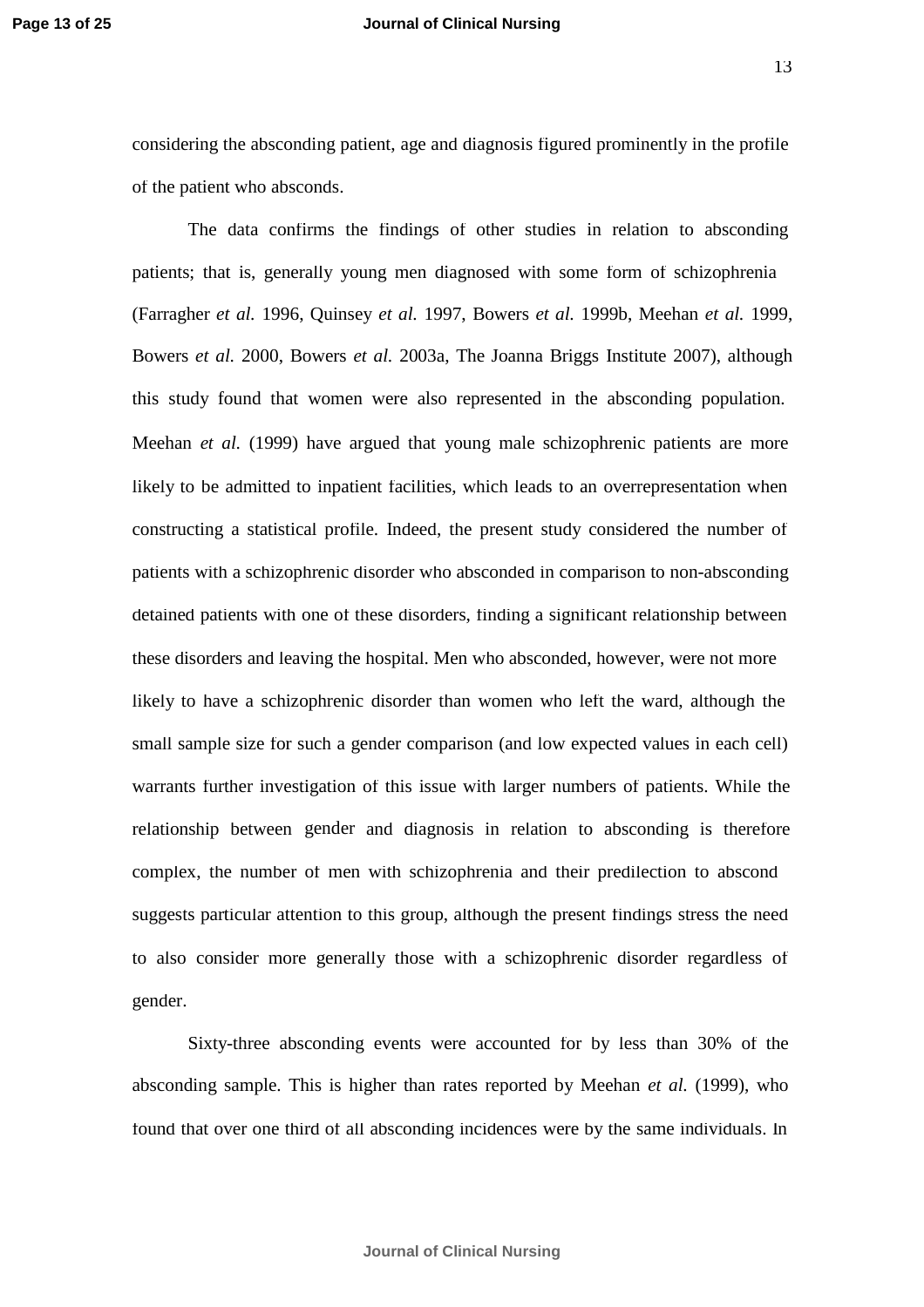considering the absconding patient, age and diagnosis figured prominently in the profile of the patient who absconds.

The data confirms the findings of other studies in relation to absconding patients; that is, generally young men diagnosed with some form of schizophrenia (Farragher *et al.* 1996, Quinsey *et al.* 1997, Bowers *et al.* 1999b, Meehan *et al.* 1999, Bowers *et al.* 2000, Bowers *et al.* 2003a, The Joanna Briggs Institute 2007), although this study found that women were also represented in the absconding population. Meehan *et al.* (1999) have argued that young male schizophrenic patients are more likely to be admitted to inpatient facilities, which leads to an overrepresentation when constructing a statistical profile. Indeed, the present study considered the number of patients with a schizophrenic disorder who absconded in comparison to non-absconding detained patients with one of these disorders, finding a significant relationship between these disorders and leaving the hospital. Men who absconded, however, were not more likely to have a schizophrenic disorder than women who left the ward, although the small sample size for such a gender comparison (and low expected values in each cell) warrants further investigation of this issue with larger numbers of patients. While the relationship between gender and diagnosis in relation to absconding is therefore complex, the number of men with schizophrenia and their predilection to abscond suggests particular attention to this group, although the present findings stress the need to also consider more generally those with a schizophrenic disorder regardless of gender.

Sixty-three absconding events were accounted for by less than 30% of the absconding sample. This is higher than rates reported by Meehan *et al.* (1999), who found that over one third of all absconding incidences were by the same individuals. In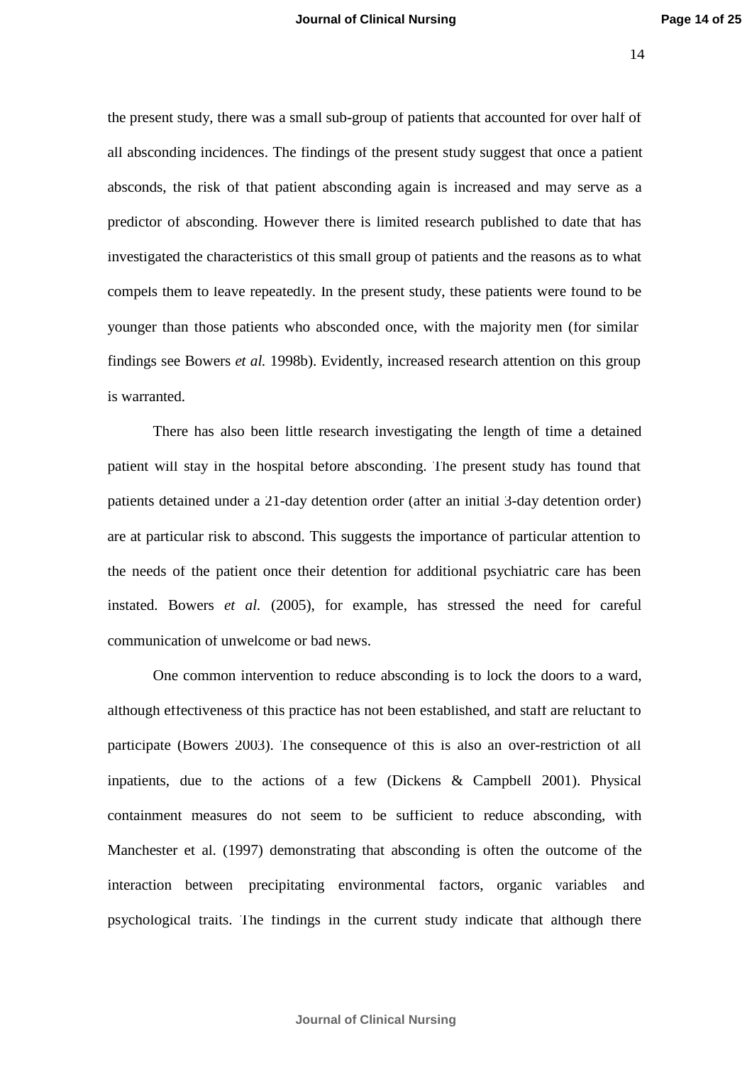the present study, there was a small sub-group of patients that accounted for over half of all absconding incidences. The findings of the present study suggest that once a patient absconds, the risk of that patient absconding again is increased and may serve as a predictor of absconding. However there is limited research published to date that has investigated the characteristics of this small group of patients and the reasons as to what compels them to leave repeatedly. In the present study, these patients were found to be younger than those patients who absconded once, with the majority men (for similar findings see Bowers *et al.* 1998b). Evidently, increased research attention on this group is warranted.

There has also been little research investigating the length of time a detained patient will stay in the hospital before absconding. The present study has found that patients detained under a 21-day detention order (after an initial 3-day detention order) are at particular risk to abscond. This suggests the importance of particular attention to the needs of the patient once their detention for additional psychiatric care has been instated. Bowers *et al.* (2005), for example, has stressed the need for careful communication of unwelcome or bad news.

One common intervention to reduce absconding is to lock the doors to a ward, although effectiveness of this practice has not been established, and staff are reluctant to participate (Bowers 2003). The consequence of this is also an over-restriction of all inpatients, due to the actions of a few (Dickens & Campbell 2001). Physical containment measures do not seem to be sufficient to reduce absconding, with Manchester et al. (1997) demonstrating that absconding is often the outcome of the interaction between precipitating environmental factors, organic variables and psychological traits. The findings in the current study indicate that although there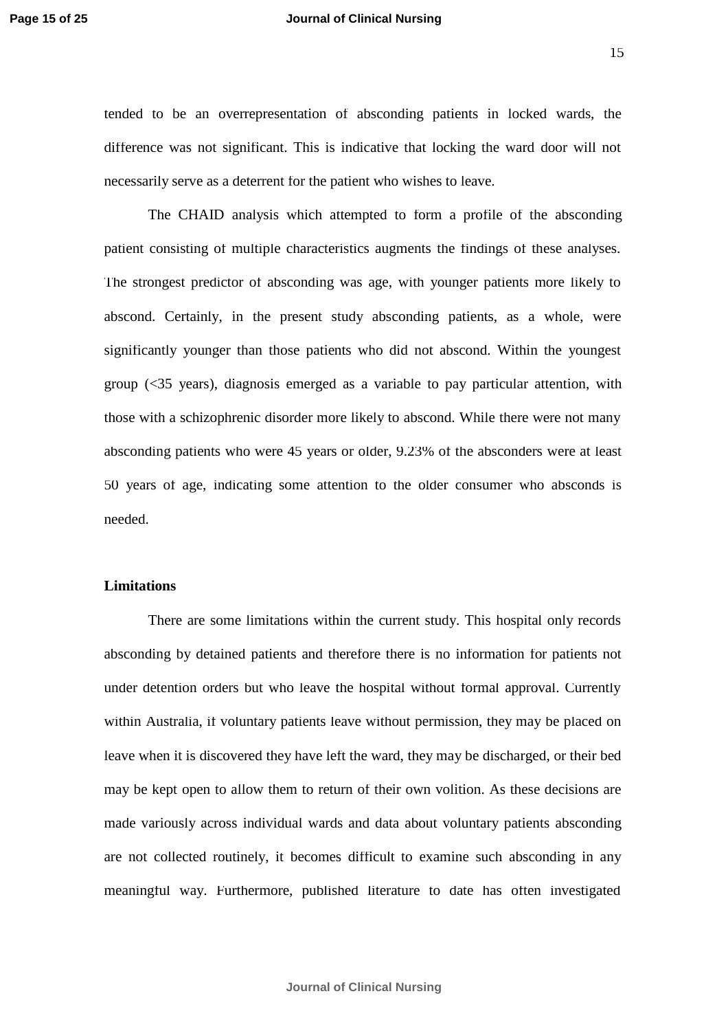tended to be an overrepresentation of absconding patients in locked wards, the difference was not significant. This is indicative that locking the ward door will not necessarily serve as a deterrent for the patient who wishes to leave.

The CHAID analysis which attempted to form a profile of the absconding patient consisting of multiple characteristics augments the findings of these analyses. The strongest predictor of absconding was age, with younger patients more likely to abscond. Certainly, in the present study absconding patients, as a whole, were significantly younger than those patients who did not abscond. Within the youngest group (<35 years), diagnosis emerged as a variable to pay particular attention, with those with a schizophrenic disorder more likely to abscond. While there were not many absconding patients who were 45 years or older, 9.23% of the absconders were at least 50 years of age, indicating some attention to the older consumer who absconds is needed.

## Limitations

There are some limitations within the current study. This hospital only records absconding by detained patients and therefore there is no information for patients not under detention orders but who leave the hospital without formal approval. Currently within Australia, if voluntary patients leave without permission, they may be placed on leave when it is discovered they have left the ward, they may be discharged, or their bed may be kept open to allow them to return of their own volition. As these decisions are made variously across individual wards and data about voluntary patients absconding are not collected routinely, it becomes difficult to examine such absconding in any meaningful way. Furthermore, published literature to date has often investigated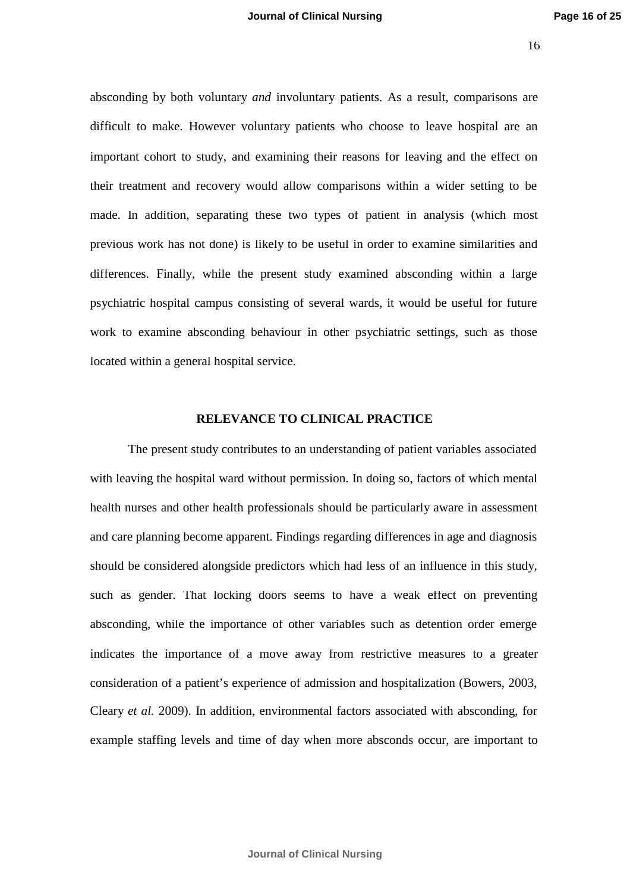absconding by both voluntary *and* involuntary patients. As a result, comparisons are difficult to make. However voluntary patients who choose to leave hospital are an important cohort to study, and examining their reasons for leaving and the effect on their treatment and recovery would allow comparisons within a wider setting to be made. In addition, separating these two types of patient in analysis (which most previous work has not done) is likely to be useful in order to examine similarities and differences. Finally, while the present study examined absconding within a large psychiatric hospital campus consisting of several wards, it would be useful for future work to examine absconding behaviour in other psychiatric settings, such as those located within a general hospital service.

## RELEVANCE TO CLINICAL PRACTICE

The present study contributes to an understanding of patient variables associated with leaving the hospital ward without permission. In doing so, factors of which mental health nurses and other health professionals should be particularly aware in assessment and care planning become apparent. Findings regarding differences in age and diagnosis should be considered alongside predictors which had less of an influence in this study, such as gender. That locking doors seems to have a weak effect on preventing absconding, while the importance of other variables such as detention order emerge indicates the importance of a move away from restrictive measures to a greater consideration of a patient's experience of admission and hospitalization (Bowers, 2003, Cleary *et al.* 2009). In addition, environmental factors associated with absconding, for example staffing levels and time of day when more absconds occur, are important to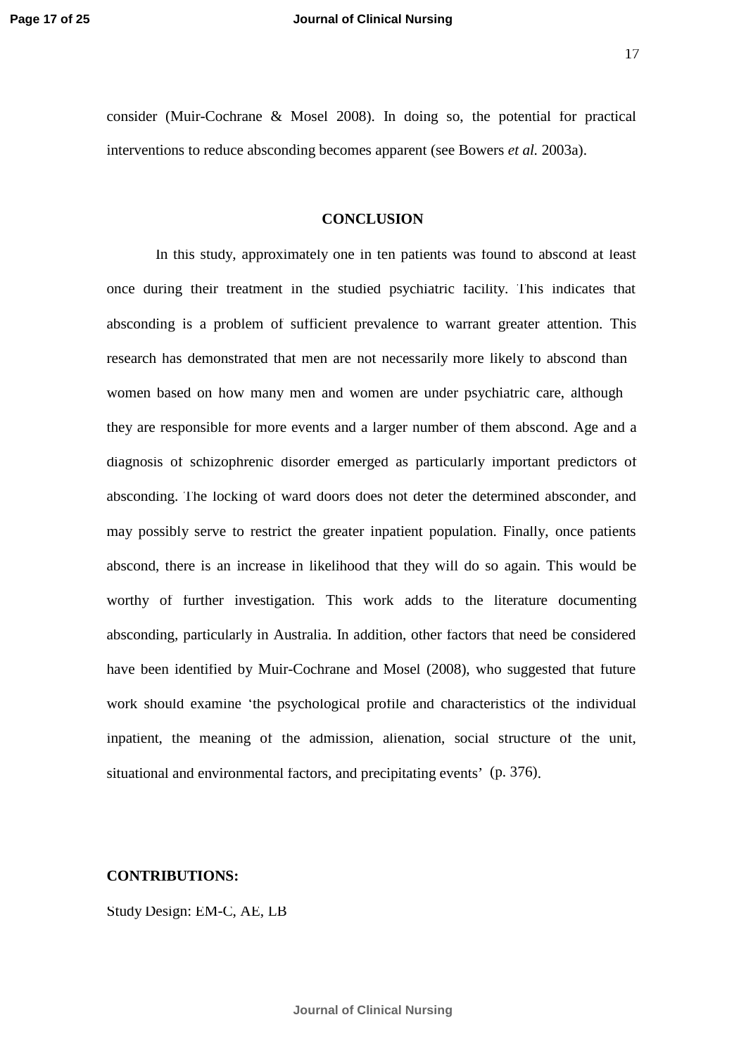consider (Muir-Cochrane & Mosel 2008). In doing so, the potential for practical interventions to reduce absconding becomes apparent (see Bowers *et al.* 2003a).

## CONCLUSION

In this study, approximately one in ten patients was found to abscond at least once during their treatment in the studied psychiatric facility. This indicates that absconding is a problem of sufficient prevalence to warrant greater attention. This research has demonstrated that men are not necessarily more likely to abscond than women based on how many men and women are under psychiatric care, although they are responsible for more events and a larger number of them abscond. Age and a diagnosis of schizophrenic disorder emerged as particularly important predictors of absconding. The locking of ward doors does not deter the determined absconder, and may possibly serve to restrict the greater inpatient population. Finally, once patients abscond, there is an increase in likelihood that they will do so again. This would be worthy of further investigation. This work adds to the literature documenting absconding, particularly in Australia. In addition, other factors that need be considered have been identified by Muir-Cochrane and Mosel (2008), who suggested that future work should examine 'the psychological profile and characteristics of the individual inpatient, the meaning of the admission, alienation, social structure of the unit, situational and environmental factors, and precipitating events' (p. 376).

**CONTRIBUTIONS:**

Study Design: EM-C, AE, LB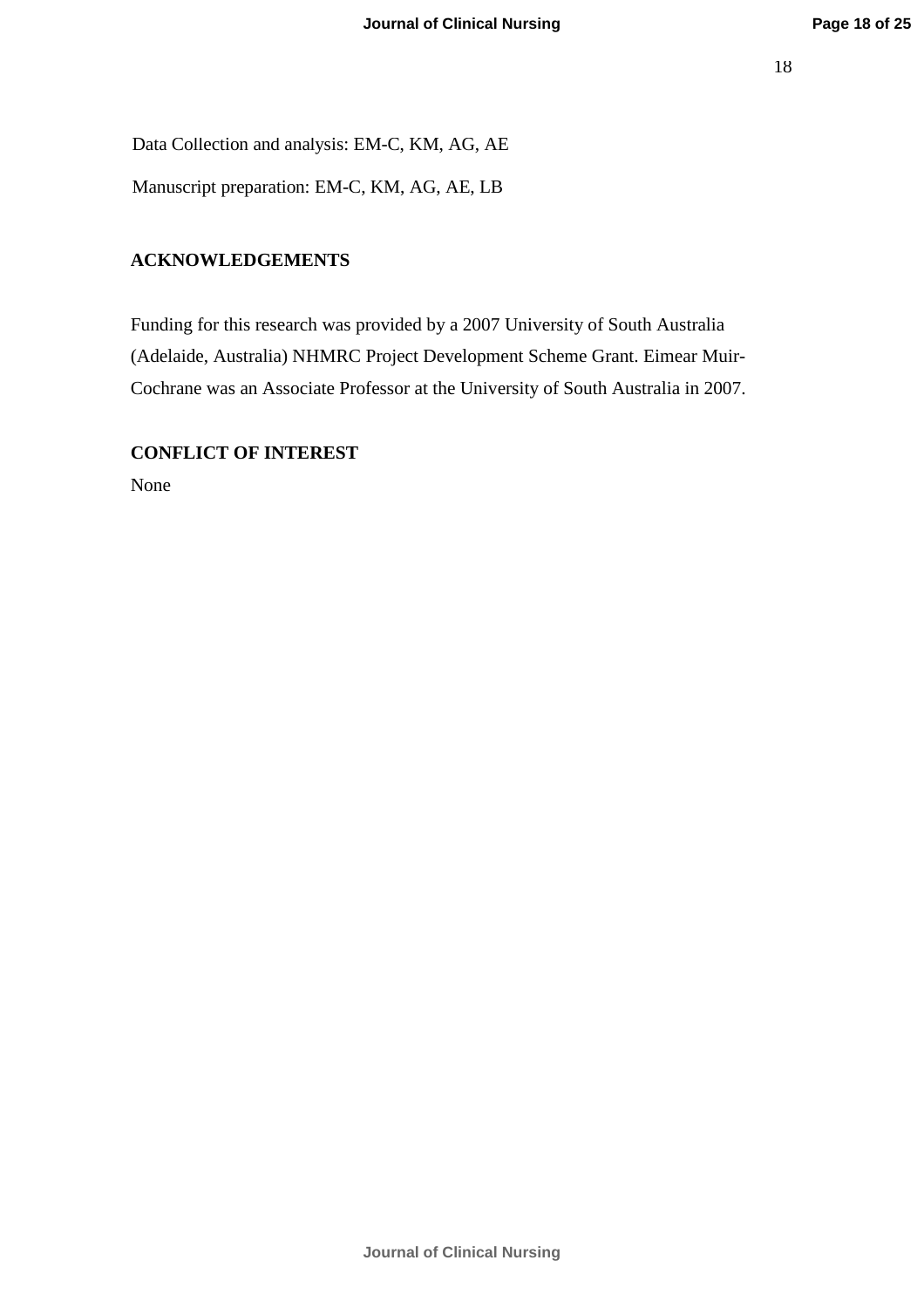Data Collection and analysis: EM-C, KM, AG, AE

Manuscript preparation: EM-C, KM, AG, AE, LB

## ACKNOWLEDGEMENTS

Funding for this research was provided by a 2007 University of South Australia (Adelaide, Australia) NHMRC Project Development Scheme Grant. Eimear Muir-Cochrane was an Associate Professor at the University of South Australia in 2007.

## CONFLICT OF INTEREST

None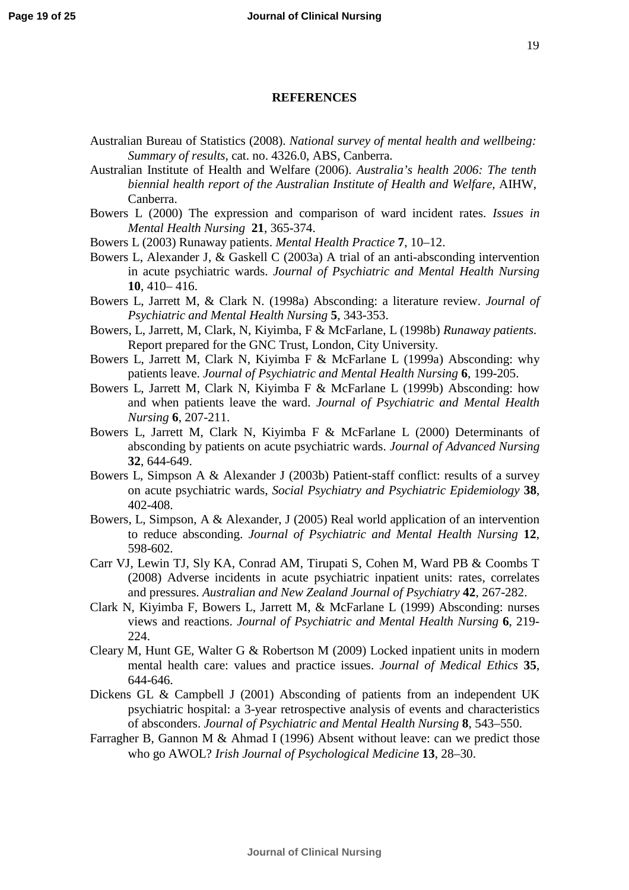## REFERENCES

Australian Bureau of Statistics (2008). *National survey of mental health and wellbeing: Summary of results,* cat. no. 4326.0, ABS, Canberra.

Australian Institute of Health and Welfare (2006). *Australia's health 2006: The tenth biennial health report of the Australian Institute of Health and Welfare,* AIHW, Canberra.

Bowers L (2000) The expression and comparison of ward incident rates. *Issues in Mental Health Nursing* **21**, 365-374.

Bowers L (2003) Runaway patients. *Mental Health Practice* **7**, 10–12.

Bowers L, Alexander J, & Gaskell C (2003a) A trial of an anti-absconding intervention in acute psychiatric wards. *Journal of Psychiatric and Mental Health Nursing* **10**, 410– 416.

Bowers L, Jarrett M, & Clark N. (1998a) Absconding: a literature review. *Journal of Psychiatric and Mental Health Nursing* **5**, 343-353.

Bowers, L, Jarrett, M, Clark, N, Kiyimba, F & McFarlane, L (1998b) *Runaway patients.* Report prepared for the GNC Trust, London, City University.

Bowers L, Jarrett M, Clark N, Kiyimba F & McFarlane L (1999a) Absconding: why patients leave. *Journal of Psychiatric and Mental Health Nursing* **6**, 199-205.

Bowers L, Jarrett M, Clark N, Kiyimba F & McFarlane L (1999b) Absconding: how and when patients leave the ward. *Journal of Psychiatric and Mental Health Nursing* **6**, 207-211.

Bowers L, Jarrett M, Clark N, Kiyimba F & McFarlane L (2000) Determinants of absconding by patients on acute psychiatric wards. *Journal of Advanced Nursing* **32**, 644-649.

Bowers L, Simpson A & Alexander J (2003b) Patient-staff conflict: results of a survey on acute psychiatric wards, *Social Psychiatry and Psychiatric Epidemiology* **38**, 402-408.

Bowers, L, Simpson, A & Alexander, J (2005) Real world application of an intervention to reduce absconding. *Journal of Psychiatric and Mental Health Nursing* **12**, 598-602.

Carr VJ, Lewin TJ, Sly KA, Conrad AM, Tirupati S, Cohen M, Ward PB & Coombs T (2008) Adverse incidents in acute psychiatric inpatient units: rates, correlates and pressures. *Australian and New Zealand Journal of Psychiatry* **42**, 267-282.

Clark N, Kiyimba F, Bowers L, Jarrett M, & McFarlane L (1999) Absconding: nurses views and reactions. *Journal of Psychiatric and Mental Health Nursing* **6**, 219-224.

Cleary M, Hunt GE, Walter G & Robertson M (2009) Locked inpatient units in modern mental health care: values and practice issues. *Journal of Medical Ethics* **35**, 644-646.

Dickens GL & Campbell J (2001) Absconding of patients from an independent UK psychiatric hospital: a 3-year retrospective analysis of events and characteristics of absconders. *Journal of Psychiatric and Mental Health Nursing* **8**, 543–550.

Farragher B, Gannon M & Ahmad I (1996) Absent without leave: can we predict those who go AWOL? *Irish Journal of Psychological Medicine* **13**, 28–30.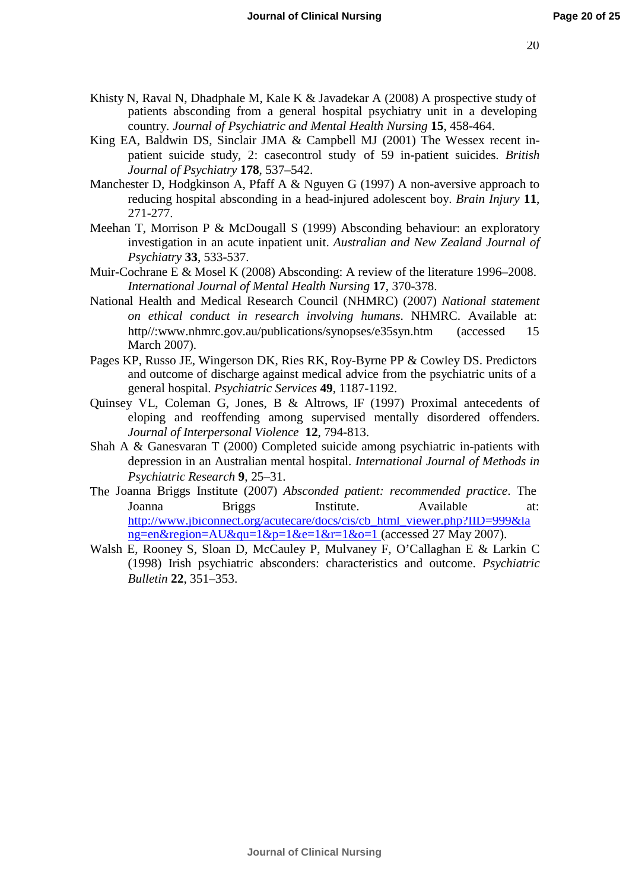Khisty N, Raval N, Dhadphale M, Kale K & Javadekar A (2008) A prospective study of patients absconding from a general hospital psychiatry unit in a developing country. *Journal of Psychiatric and Mental Health Nursing* **15**, 458-464.

King EA, Baldwin DS, Sinclair JMA & Campbell MJ (2001) The Wessex recent in-patient suicide study, 2: casecontrol study of 59 in-patient suicides. *British Journal of Psychiatry* **178**, 537–542.

Manchester D, Hodgkinson A, Pfaff A & Nguyen G (1997) A non-aversive approach to reducing hospital absconding in a head-injured adolescent boy. *Brain Injury* **11**, 271-277.

Meehan T, Morrison P & McDougall S (1999) Absconding behaviour: an exploratory investigation in an acute inpatient unit. *Australian and New Zealand Journal of Psychiatry* **33**, 533-537.

Muir-Cochrane E & Mosel K (2008) Absconding: A review of the literature 1996–2008. *International Journal of Mental Health Nursing* **17**, 370-378.

National Health and Medical Research Council (NHMRC) (2007) *National statement on ethical conduct in research involving humans*. NHMRC. Available at: http//:www.nhmrc.gov.au/publications/synopses/e35syn.htm (accessed 15 March 2007).

Pages KP, Russo JE, Wingerson DK, Ries RK, Roy-Byrne PP & Cowley DS. Predictors and outcome of discharge against medical advice from the psychiatric units of a general hospital. *Psychiatric Services* **49**, 1187-1192.

Quinsey VL, Coleman G, Jones, B & Altrows, IF (1997) Proximal antecedents of eloping and reoffending among supervised mentally disordered offenders. *Journal of Interpersonal Violence* **12**, 794-813.

Shah A & Ganesvaran T (2000) Completed suicide among psychiatric in-patients with depression in an Australian mental hospital. *International Journal of Methods in Psychiatric Research* **9**, 25–31.

The Joanna Briggs Institute (2007) *Absconded patient: recommended practice*. The Joanna Briggs Institute. Available at: http://www.jbiconnect.org/acutecare/docs/cis/cb_html_viewer.php?IID=999&lang=en&region=AU&qu=1&p=1&e=1&r=1&o=1 (accessed 27 May 2007).

Walsh E, Rooney S, Sloan D, McCauley P, Mulvaney F, O'Callaghan E & Larkin C (1998) Irish psychiatric absconders: characteristics and outcome. *Psychiatric Bulletin* **22**, 351–353.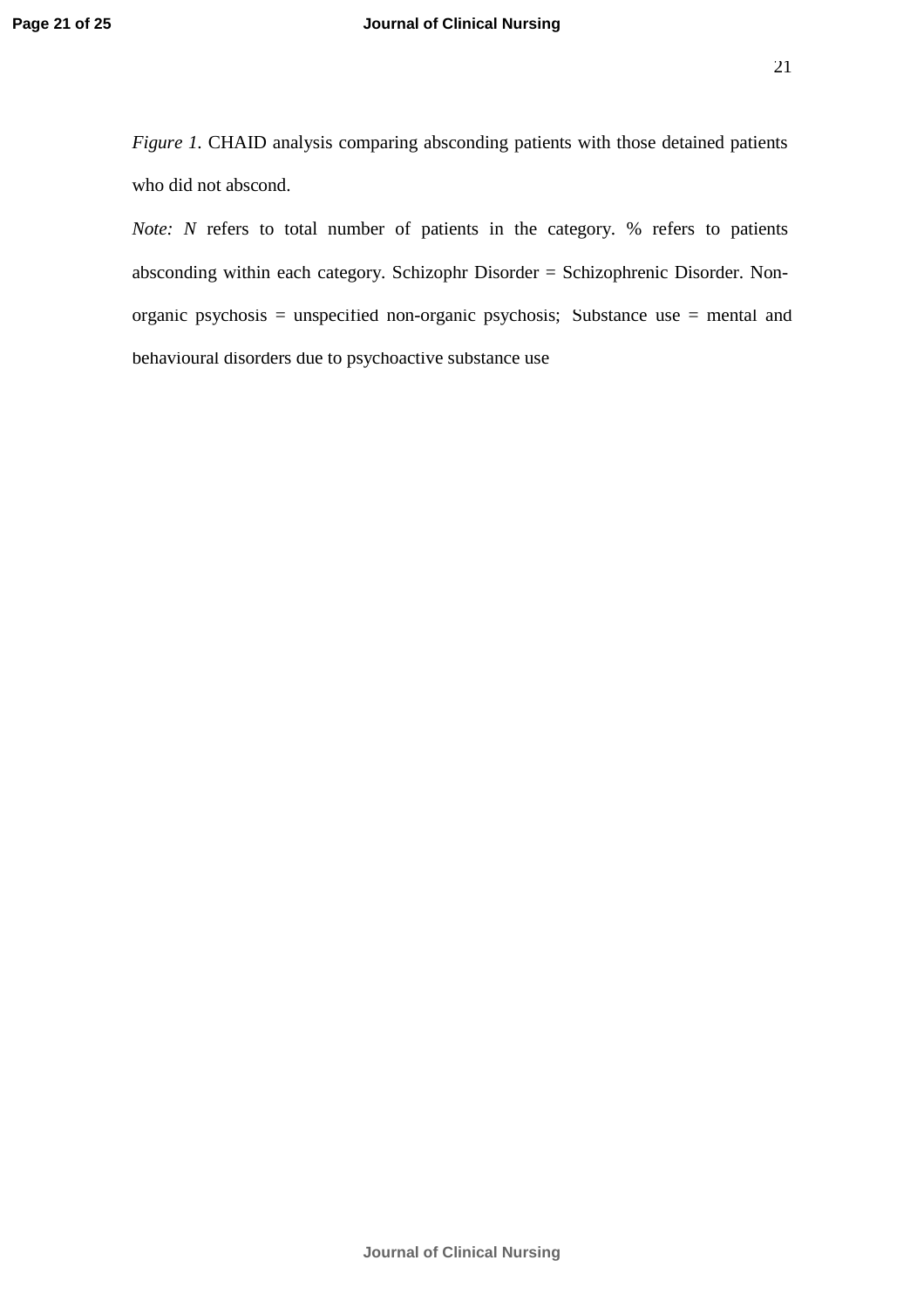*Figure 1*. CHAID analysis comparing absconding patients with those detained patients who did not abscond.

*Note: N* refers to total number of patients in the category. % refers to patients absconding within each category. Schizophr Disorder = Schizophrenic Disorder. Non-organic psychosis = unspecified non-organic psychosis; Substance use = mental and behavioural disorders due to psychoactive substance use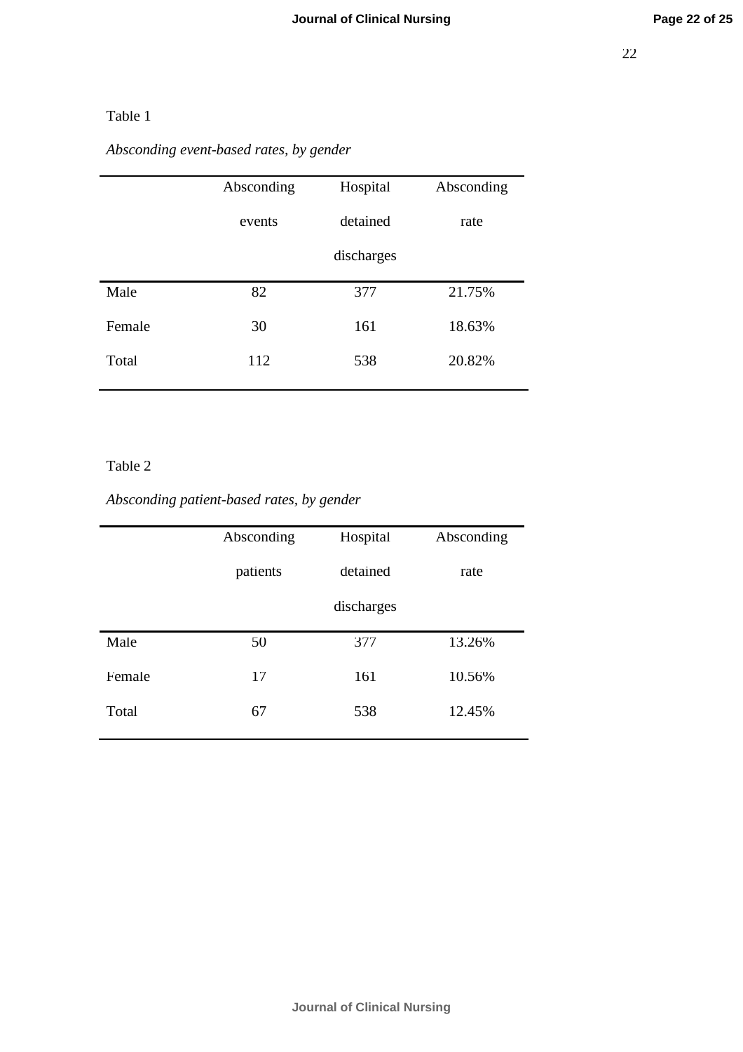Table 1

*Absconding event-based rates, by gender*

| | Absconding events | Hospital detained discharges | Absconding rate |
|---|---|---|---|
| Male | 82 | 377 | 21.75% |
| Female | 30 | 161 | 18.63% |
| Total | 112 | 538 | 20.82% |

Table 2

*Absconding patient-based rates, by gender*

| | Absconding patients | Hospital detained discharges | Absconding rate |
|---|---|---|---|
| Male | 50 | 377 | 13.26% |
| Female | 17 | 161 | 10.56% |
| Total | 67 | 538 | 12.45% |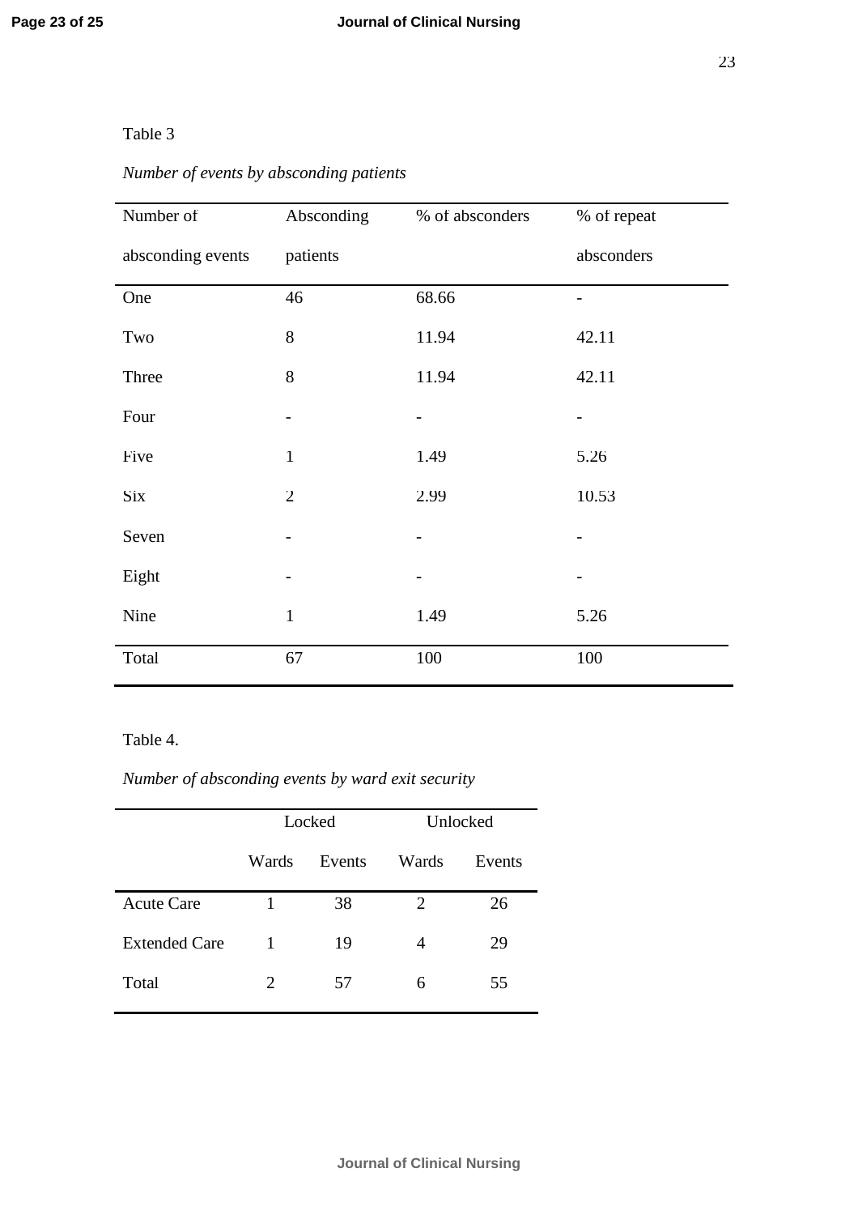Table 3

*Number of events by absconding patients*

| Number of absconding events | Absconding patients | % of absconders | % of repeat absconders |
|---|---|---|---|
| One | 46 | 68.66 | - |
| Two | 8 | 11.94 | 42.11 |
| Three | 8 | 11.94 | 42.11 |
| Four | - | - | - |
| Five | 1 | 1.49 | 5.26 |
| Six | 2 | 2.99 | 10.53 |
| Seven | - | - | - |
| Eight | - | - | - |
| Nine | 1 | 1.49 | 5.26 |
| Total | 67 | 100 | 100 |

Table 4.

*Number of absconding events by ward exit security*

| | Locked | | Unlocked | |
|---|---|---|---|---|
| | Wards | Events | Wards | Events |
| Acute Care | 1 | 38 | 2 | 26 |
| Extended Care | 1 | 19 | 4 | 29 |
| Total | 2 | 57 | 6 | 55 |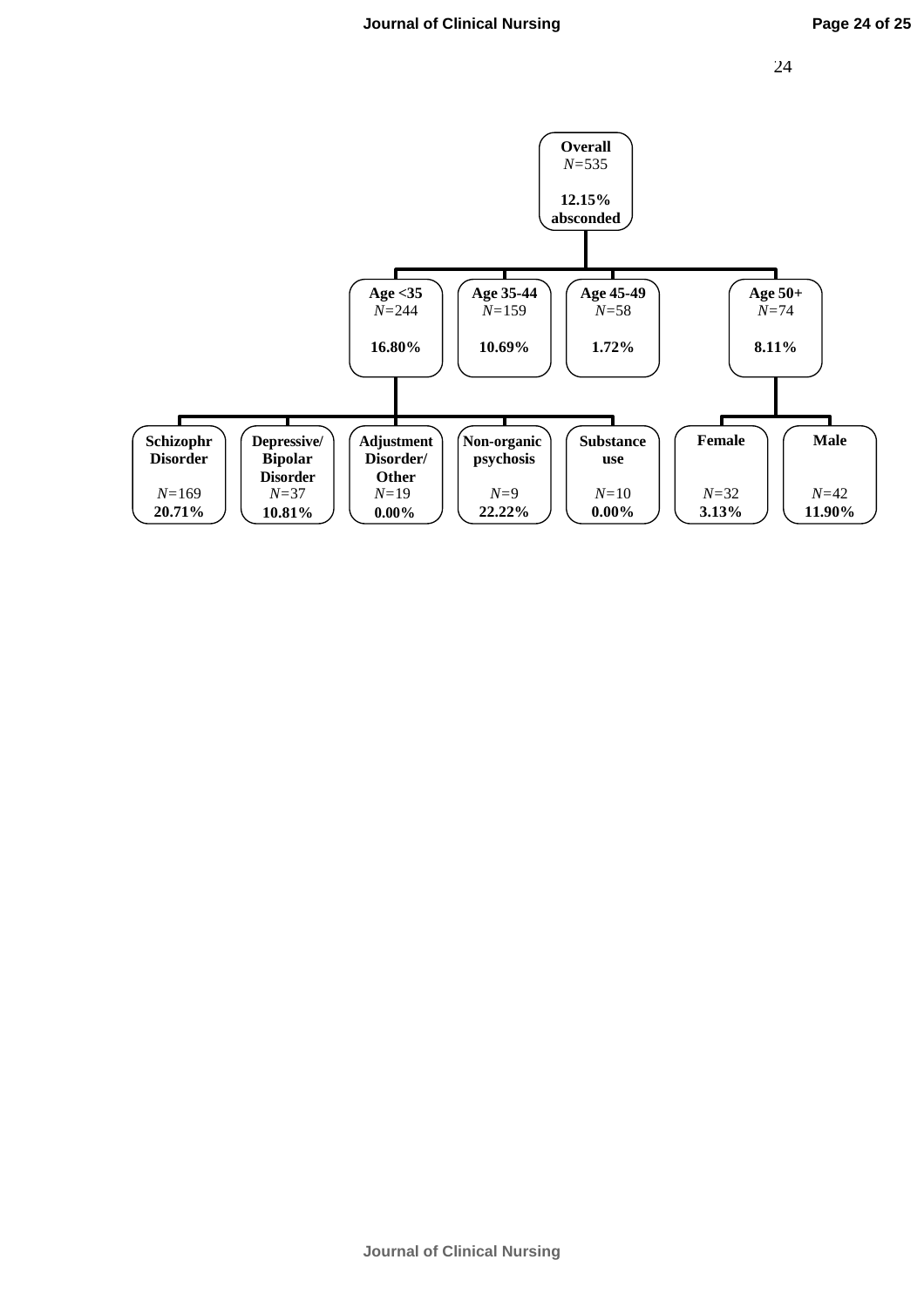Overall
$N$=535

12.15%
absconded

Age <35
$N$=244

16.80%

Age 35-44
$N$=159

10.69%

Age 45-49
$N$=58

1.72%

Age 50+
$N$=74

8.11%

Schizophr Disorder

$N$=169
20.71%

Depressive/ Bipolar Disorder
$N$=37
10.81%

Adjustment Disorder/ Other
$N$=19
0.00%

Non-organic psychosis

$N$=9
22.22%

Substance use

$N$=10
0.00%

Female

$N$=32
3.13%

Male

$N$=42
11.90%